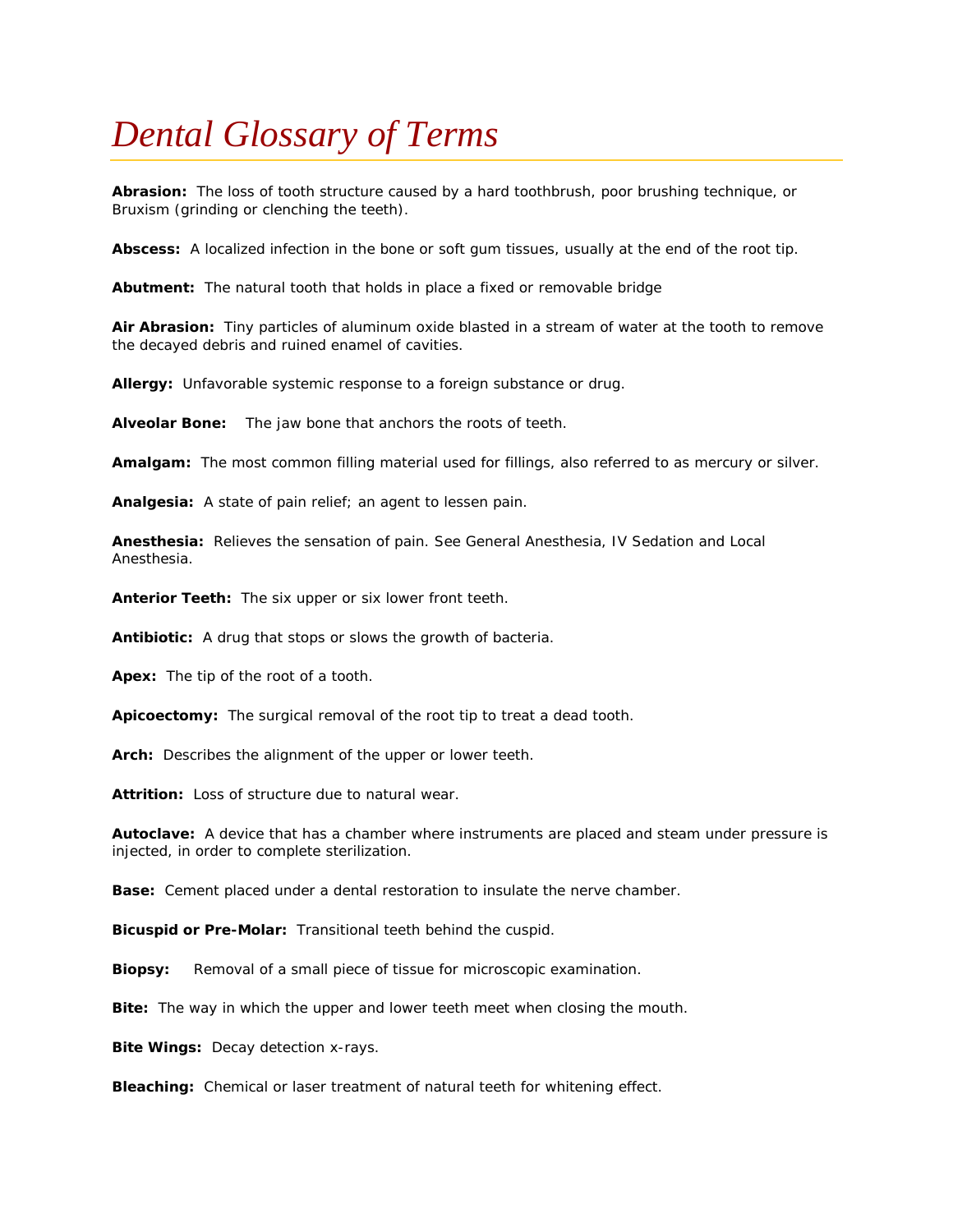# *Dental Glossary of Terms*

**Abrasion:** The loss of tooth structure caused by a hard toothbrush, poor brushing technique, or Bruxism (grinding or clenching the teeth).

**Abscess:** A localized infection in the bone or soft gum tissues, usually at the end of the root tip.

**Abutment:** The natural tooth that holds in place a fixed or removable bridge

**Air Abrasion:** Tiny particles of aluminum oxide blasted in a stream of water at the tooth to remove the decayed debris and ruined enamel of cavities.

**Allergy:** Unfavorable systemic response to a foreign substance or drug.

**Alveolar Bone:** The jaw bone that anchors the roots of teeth.

**Amalgam:** The most common filling material used for fillings, also referred to as mercury or silver.

**Analgesia:** A state of pain relief; an agent to lessen pain.

**Anesthesia:** Relieves the sensation of pain. See General Anesthesia, IV Sedation and Local Anesthesia.

**Anterior Teeth:** The six upper or six lower front teeth.

**Antibiotic:** A drug that stops or slows the growth of bacteria.

**Apex:** The tip of the root of a tooth.

**Apicoectomy:** The surgical removal of the root tip to treat a dead tooth.

**Arch:** Describes the alignment of the upper or lower teeth.

**Attrition:** Loss of structure due to natural wear.

**Autoclave:** A device that has a chamber where instruments are placed and steam under pressure is injected, in order to complete sterilization.

**Base:** Cement placed under a dental restoration to insulate the nerve chamber.

**Bicuspid or Pre-Molar:** Transitional teeth behind the cuspid.

**Biopsy:** Removal of a small piece of tissue for microscopic examination.

**Bite:** The way in which the upper and lower teeth meet when closing the mouth.

**Bite Wings:** Decay detection x-rays.

**Bleaching:** Chemical or laser treatment of natural teeth for whitening effect.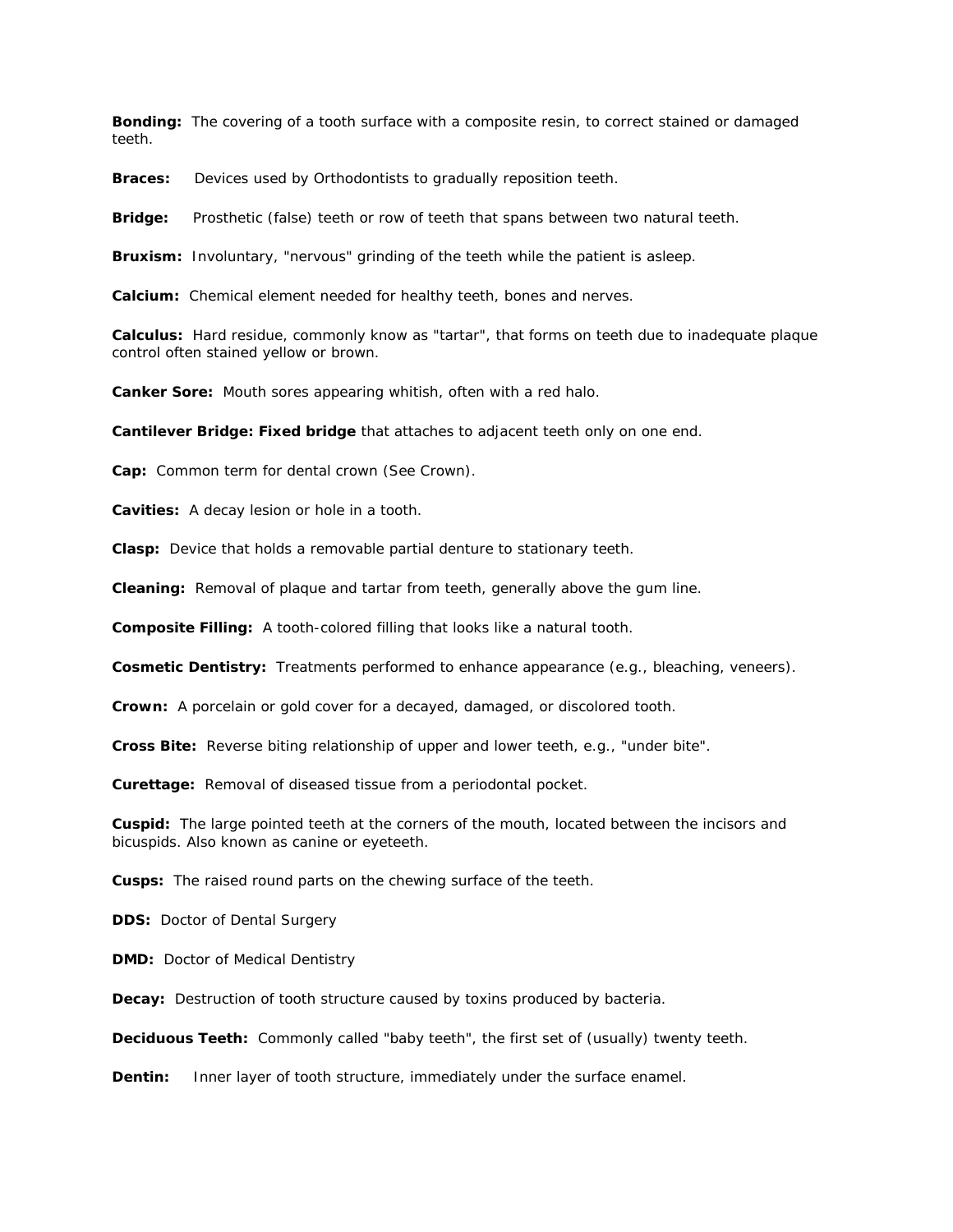**Bonding:** The covering of a tooth surface with a composite resin, to correct stained or damaged teeth.

**Braces:** Devices used by Orthodontists to gradually reposition teeth.

**Bridge:** Prosthetic (false) teeth or row of teeth that spans between two natural teeth.

**Bruxism:** Involuntary, "nervous" grinding of the teeth while the patient is asleep.

**Calcium:** Chemical element needed for healthy teeth, bones and nerves.

**Calculus:** Hard residue, commonly know as "tartar", that forms on teeth due to inadequate plaque control often stained yellow or brown.

**Canker Sore:** Mouth sores appearing whitish, often with a red halo.

**Cantilever Bridge: Fixed bridge** that attaches to adjacent teeth only on one end.

**Cap:** Common term for dental crown (See Crown).

**Cavities:** A decay lesion or hole in a tooth.

**Clasp:** Device that holds a removable partial denture to stationary teeth.

**Cleaning:** Removal of plaque and tartar from teeth, generally above the gum line.

**Composite Filling:** A tooth-colored filling that looks like a natural tooth.

**Cosmetic Dentistry:** Treatments performed to enhance appearance (e.g., bleaching, veneers).

**Crown:** A porcelain or gold cover for a decayed, damaged, or discolored tooth.

**Cross Bite:** Reverse biting relationship of upper and lower teeth, e.g., "under bite".

**Curettage:** Removal of diseased tissue from a periodontal pocket.

**Cuspid:** The large pointed teeth at the corners of the mouth, located between the incisors and bicuspids. Also known as canine or eyeteeth.

**Cusps:** The raised round parts on the chewing surface of the teeth.

**DDS:** Doctor of Dental Surgery

**DMD:** Doctor of Medical Dentistry

**Decay:** Destruction of tooth structure caused by toxins produced by bacteria.

**Deciduous Teeth:** Commonly called "baby teeth", the first set of (usually) twenty teeth.

**Dentin:** Inner layer of tooth structure, immediately under the surface enamel.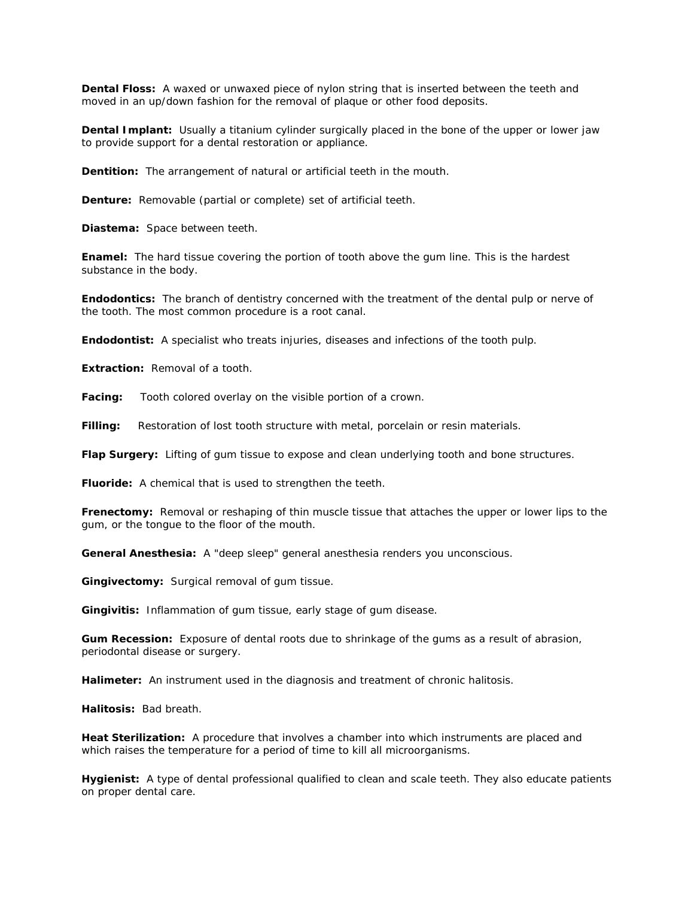**Dental Floss:** A waxed or unwaxed piece of nylon string that is inserted between the teeth and moved in an up/down fashion for the removal of plaque or other food deposits.

**Dental Implant:** Usually a titanium cylinder surgically placed in the bone of the upper or lower jaw to provide support for a dental restoration or appliance.

**Dentition:** The arrangement of natural or artificial teeth in the mouth.

**Denture:** Removable (partial or complete) set of artificial teeth.

**Diastema:** Space between teeth.

**Enamel:** The hard tissue covering the portion of tooth above the gum line. This is the hardest substance in the body.

**Endodontics:** The branch of dentistry concerned with the treatment of the dental pulp or nerve of the tooth. The most common procedure is a root canal.

**Endodontist:** A specialist who treats injuries, diseases and infections of the tooth pulp.

**Extraction:** Removal of a tooth.

**Facing:** Tooth colored overlay on the visible portion of a crown.

**Filling:** Restoration of lost tooth structure with metal, porcelain or resin materials.

**Flap Surgery:** Lifting of gum tissue to expose and clean underlying tooth and bone structures.

**Fluoride:** A chemical that is used to strengthen the teeth.

**Frenectomy:** Removal or reshaping of thin muscle tissue that attaches the upper or lower lips to the gum, or the tongue to the floor of the mouth.

**General Anesthesia:** A "deep sleep" general anesthesia renders you unconscious.

**Gingivectomy:** Surgical removal of gum tissue.

**Gingivitis:** Inflammation of gum tissue, early stage of gum disease.

**Gum Recession:** Exposure of dental roots due to shrinkage of the gums as a result of abrasion, periodontal disease or surgery.

**Halimeter:** An instrument used in the diagnosis and treatment of chronic halitosis.

**Halitosis:** Bad breath.

**Heat Sterilization:** A procedure that involves a chamber into which instruments are placed and which raises the temperature for a period of time to kill all microorganisms.

**Hygienist:** A type of dental professional qualified to clean and scale teeth. They also educate patients on proper dental care.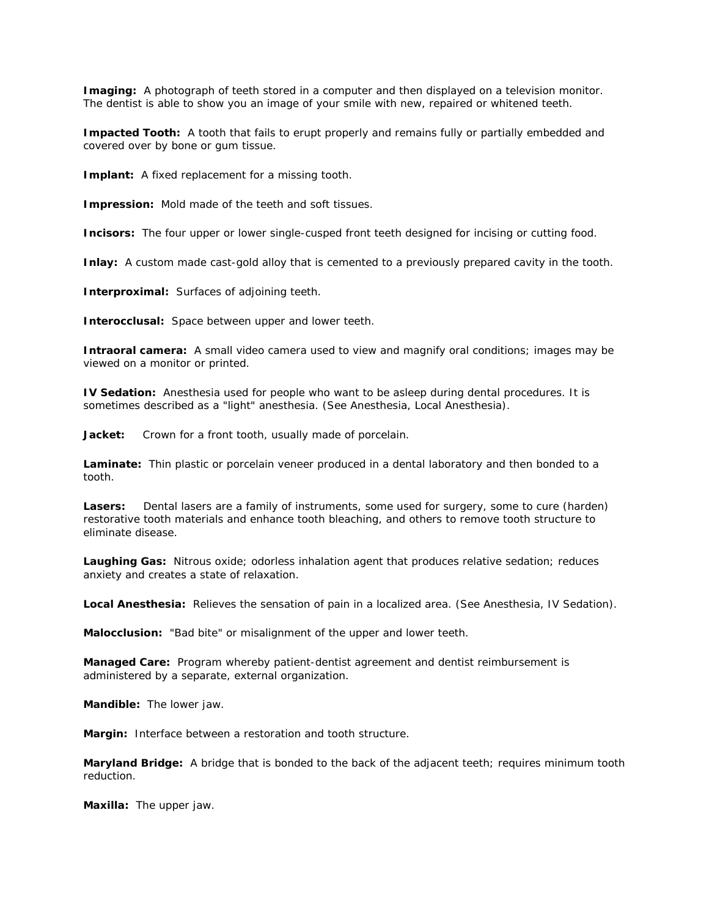**Imaging:** A photograph of teeth stored in a computer and then displayed on a television monitor. The dentist is able to show you an image of your smile with new, repaired or whitened teeth.

**Impacted Tooth:** A tooth that fails to erupt properly and remains fully or partially embedded and covered over by bone or gum tissue.

**Implant:** A fixed replacement for a missing tooth.

**Impression:** Mold made of the teeth and soft tissues.

**Incisors:** The four upper or lower single-cusped front teeth designed for incising or cutting food.

**Inlay:** A custom made cast-gold alloy that is cemented to a previously prepared cavity in the tooth.

**Interproximal:** Surfaces of adjoining teeth.

**Interocclusal:** Space between upper and lower teeth.

**Intraoral camera:** A small video camera used to view and magnify oral conditions; images may be viewed on a monitor or printed.

**IV Sedation:** Anesthesia used for people who want to be asleep during dental procedures. It is sometimes described as a "light" anesthesia. (See Anesthesia, Local Anesthesia).

**Jacket:** Crown for a front tooth, usually made of porcelain.

**Laminate:** Thin plastic or porcelain veneer produced in a dental laboratory and then bonded to a tooth.

**Lasers:** Dental lasers are a family of instruments, some used for surgery, some to cure (harden) restorative tooth materials and enhance tooth bleaching, and others to remove tooth structure to eliminate disease.

**Laughing Gas:** Nitrous oxide; odorless inhalation agent that produces relative sedation; reduces anxiety and creates a state of relaxation.

**Local Anesthesia:** Relieves the sensation of pain in a localized area. (See Anesthesia, IV Sedation).

**Malocclusion:** "Bad bite" or misalignment of the upper and lower teeth.

**Managed Care:** Program whereby patient-dentist agreement and dentist reimbursement is administered by a separate, external organization.

**Mandible:** The lower jaw.

**Margin:** Interface between a restoration and tooth structure.

**Maryland Bridge:** A bridge that is bonded to the back of the adjacent teeth; requires minimum tooth reduction.

**Maxilla:** The upper jaw.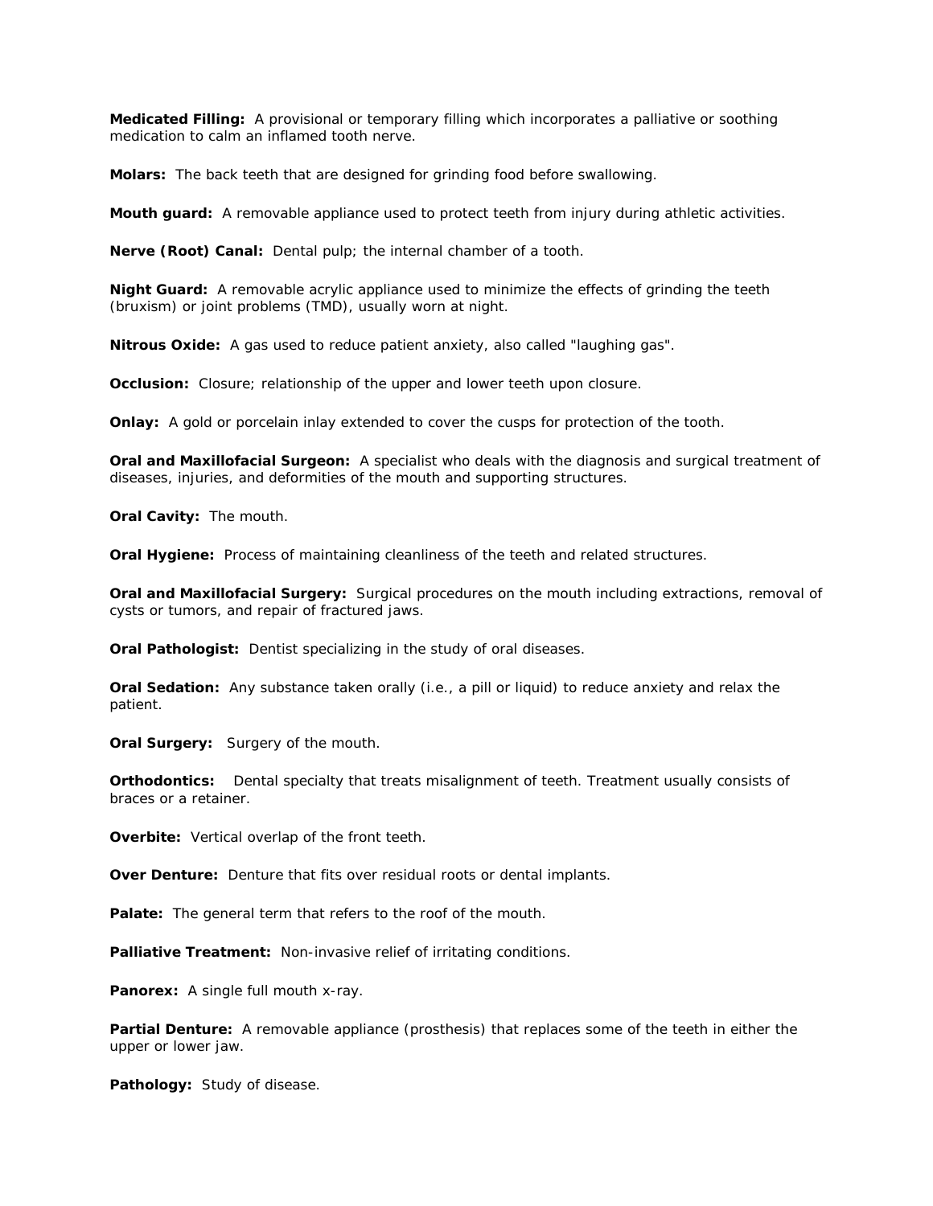**Medicated Filling:** A provisional or temporary filling which incorporates a palliative or soothing medication to calm an inflamed tooth nerve.

**Molars:** The back teeth that are designed for grinding food before swallowing.

**Mouth guard:** A removable appliance used to protect teeth from injury during athletic activities.

**Nerve (Root) Canal:** Dental pulp; the internal chamber of a tooth.

**Night Guard:** A removable acrylic appliance used to minimize the effects of grinding the teeth (bruxism) or joint problems (TMD), usually worn at night.

**Nitrous Oxide:** A gas used to reduce patient anxiety, also called "laughing gas".

**Occlusion:** Closure; relationship of the upper and lower teeth upon closure.

**Onlay:** A gold or porcelain inlay extended to cover the cusps for protection of the tooth.

**Oral and Maxillofacial Surgeon:** A specialist who deals with the diagnosis and surgical treatment of diseases, injuries, and deformities of the mouth and supporting structures.

**Oral Cavity:** The mouth.

**Oral Hygiene:** Process of maintaining cleanliness of the teeth and related structures.

**Oral and Maxillofacial Surgery:** Surgical procedures on the mouth including extractions, removal of cysts or tumors, and repair of fractured jaws.

**Oral Pathologist:** Dentist specializing in the study of oral diseases.

**Oral Sedation:** Any substance taken orally (i.e., a pill or liquid) to reduce anxiety and relax the patient.

**Oral Surgery:** Surgery of the mouth.

**Orthodontics:** Dental specialty that treats misalignment of teeth. Treatment usually consists of braces or a retainer.

**Overbite:** Vertical overlap of the front teeth.

**Over Denture:** Denture that fits over residual roots or dental implants.

**Palate:** The general term that refers to the roof of the mouth.

**Palliative Treatment:** Non-invasive relief of irritating conditions.

**Panorex:** A single full mouth x-ray.

**Partial Denture:** A removable appliance (prosthesis) that replaces some of the teeth in either the upper or lower jaw.

**Pathology:** Study of disease.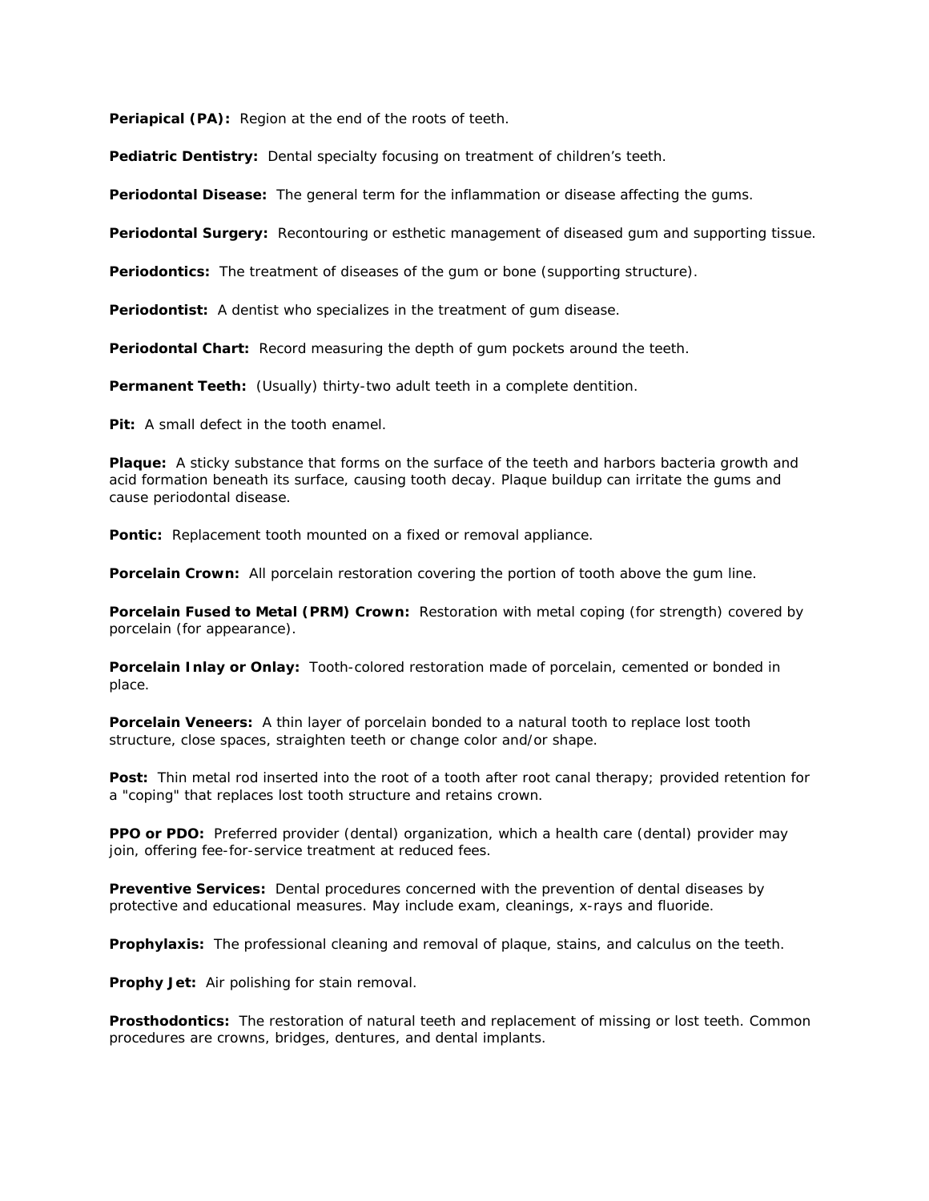**Periapical (PA):** Region at the end of the roots of teeth.

**Pediatric Dentistry:** Dental specialty focusing on treatment of children's teeth.

**Periodontal Disease:** The general term for the inflammation or disease affecting the gums.

**Periodontal Surgery:** Recontouring or esthetic management of diseased gum and supporting tissue.

**Periodontics:** The treatment of diseases of the gum or bone (supporting structure).

**Periodontist:** A dentist who specializes in the treatment of gum disease.

**Periodontal Chart:** Record measuring the depth of gum pockets around the teeth.

**Permanent Teeth:** (Usually) thirty-two adult teeth in a complete dentition.

**Pit:** A small defect in the tooth enamel.

**Plaque:** A sticky substance that forms on the surface of the teeth and harbors bacteria growth and acid formation beneath its surface, causing tooth decay. Plaque buildup can irritate the gums and cause periodontal disease.

**Pontic:** Replacement tooth mounted on a fixed or removal appliance.

**Porcelain Crown:** All porcelain restoration covering the portion of tooth above the gum line.

**Porcelain Fused to Metal (PRM) Crown:** Restoration with metal coping (for strength) covered by porcelain (for appearance).

**Porcelain Inlay or Onlay:** Tooth-colored restoration made of porcelain, cemented or bonded in place.

**Porcelain Veneers:** A thin layer of porcelain bonded to a natural tooth to replace lost tooth structure, close spaces, straighten teeth or change color and/or shape.

**Post:** Thin metal rod inserted into the root of a tooth after root canal therapy; provided retention for a "coping" that replaces lost tooth structure and retains crown.

**PPO or PDO:** Preferred provider (dental) organization, which a health care (dental) provider may join, offering fee-for-service treatment at reduced fees.

**Preventive Services:** Dental procedures concerned with the prevention of dental diseases by protective and educational measures. May include exam, cleanings, x-rays and fluoride.

**Prophylaxis:** The professional cleaning and removal of plaque, stains, and calculus on the teeth.

**Prophy Jet:** Air polishing for stain removal.

**Prosthodontics:** The restoration of natural teeth and replacement of missing or lost teeth. Common procedures are crowns, bridges, dentures, and dental implants.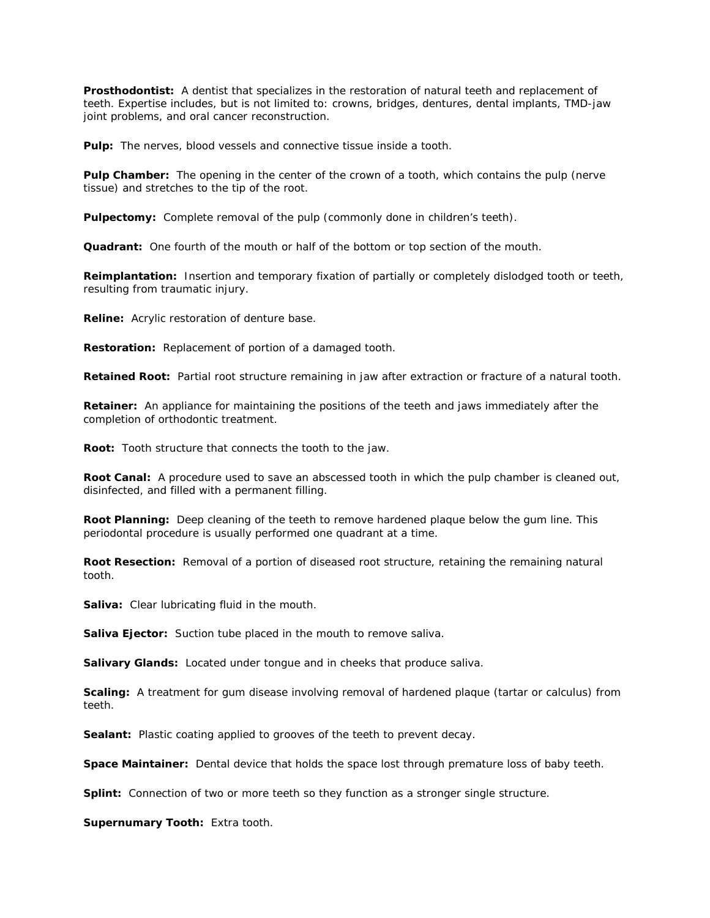**Prosthodontist:** A dentist that specializes in the restoration of natural teeth and replacement of teeth. Expertise includes, but is not limited to: crowns, bridges, dentures, dental implants, TMD-jaw joint problems, and oral cancer reconstruction.

**Pulp:** The nerves, blood vessels and connective tissue inside a tooth.

**Pulp Chamber:** The opening in the center of the crown of a tooth, which contains the pulp (nerve tissue) and stretches to the tip of the root.

**Pulpectomy:** Complete removal of the pulp (commonly done in children's teeth).

**Quadrant:** One fourth of the mouth or half of the bottom or top section of the mouth.

**Reimplantation:** Insertion and temporary fixation of partially or completely dislodged tooth or teeth, resulting from traumatic injury.

**Reline:** Acrylic restoration of denture base.

**Restoration:** Replacement of portion of a damaged tooth.

**Retained Root:** Partial root structure remaining in jaw after extraction or fracture of a natural tooth.

**Retainer:** An appliance for maintaining the positions of the teeth and jaws immediately after the completion of orthodontic treatment.

**Root:** Tooth structure that connects the tooth to the jaw.

**Root Canal:** A procedure used to save an abscessed tooth in which the pulp chamber is cleaned out, disinfected, and filled with a permanent filling.

**Root Planning:** Deep cleaning of the teeth to remove hardened plaque below the gum line. This periodontal procedure is usually performed one quadrant at a time.

**Root Resection:** Removal of a portion of diseased root structure, retaining the remaining natural tooth.

**Saliva:** Clear lubricating fluid in the mouth.

**Saliva Ejector:** Suction tube placed in the mouth to remove saliva.

**Salivary Glands:** Located under tongue and in cheeks that produce saliva.

**Scaling:** A treatment for gum disease involving removal of hardened plaque (tartar or calculus) from teeth.

**Sealant:** Plastic coating applied to grooves of the teeth to prevent decay.

**Space Maintainer:** Dental device that holds the space lost through premature loss of baby teeth.

**Splint:** Connection of two or more teeth so they function as a stronger single structure.

**Supernumary Tooth:** Extra tooth.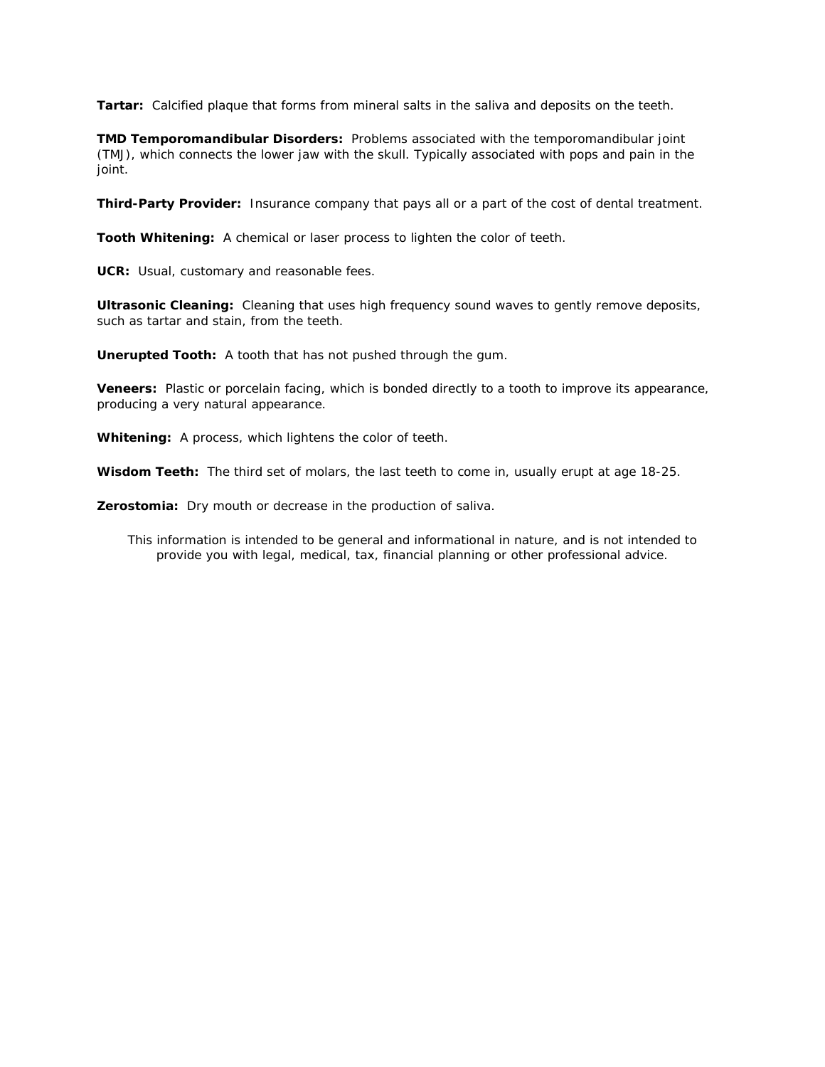**Tartar:** Calcified plaque that forms from mineral salts in the saliva and deposits on the teeth.

**TMD Temporomandibular Disorders:** Problems associated with the temporomandibular joint (TMJ), which connects the lower jaw with the skull. Typically associated with pops and pain in the joint.

**Third-Party Provider:** Insurance company that pays all or a part of the cost of dental treatment.

**Tooth Whitening:** A chemical or laser process to lighten the color of teeth.

**UCR:** Usual, customary and reasonable fees.

**Ultrasonic Cleaning:** Cleaning that uses high frequency sound waves to gently remove deposits, such as tartar and stain, from the teeth.

**Unerupted Tooth:** A tooth that has not pushed through the gum.

**Veneers:** Plastic or porcelain facing, which is bonded directly to a tooth to improve its appearance, producing a very natural appearance.

**Whitening:** A process, which lightens the color of teeth.

**Wisdom Teeth:** The third set of molars, the last teeth to come in, usually erupt at age 18-25.

**Zerostomia:** Dry mouth or decrease in the production of saliva.

This information is intended to be general and informational in nature, and is not intended to provide you with legal, medical, tax, financial planning or other professional advice.